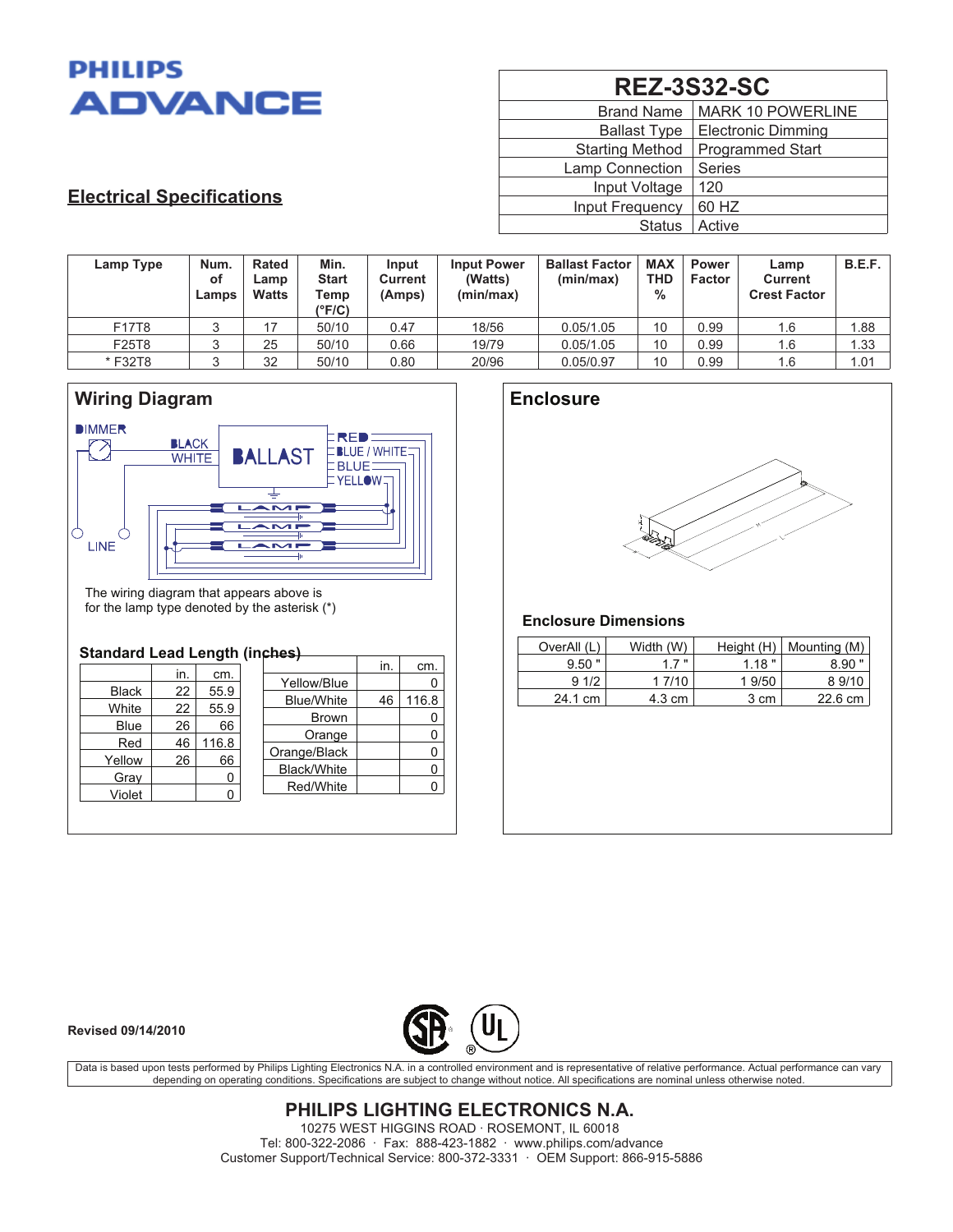PHILIPS ADVANCE

# REZ-3S32-SC

| | |
|---|---|
| Brand Name | MARK 10 POWERLINE |
| Ballast Type | Electronic Dimming |
| Starting Method | Programmed Start |
| Lamp Connection | Series |
| Input Voltage | 120 |
| Input Frequency | 60 HZ |
| Status | Active |

## Electrical Specifications

| Lamp Type | Num. of Lamps | Rated Lamp Watts | Min. Start Temp (°F/C) | Input Current (Amps) | Input Power (Watts) (min/max) | Ballast Factor (min/max) | MAX THD % | Power Factor | Lamp Current Crest Factor | B.E.F. |
|---|---|---|---|---|---|---|---|---|---|---|
| F17T8 | 3 | 17 | 50/10 | 0.47 | 18/56 | 0.05/1.05 | 10 | 0.99 | 1.6 | 1.88 |
| F25T8 | 3 | 25 | 50/10 | 0.66 | 19/79 | 0.05/1.05 | 10 | 0.99 | 1.6 | 1.33 |
| * F32T8 | 3 | 32 | 50/10 | 0.80 | 20/96 | 0.05/0.97 | 10 | 0.99 | 1.6 | 1.01 |

## Wiring Diagram

DIMMER, BLACK, WHITE, BALLAST, RED, BLUE / WHITE, BLUE, YELLOW, LAMP, LAMP, LAMP, LINE

The wiring diagram that appears above is for the lamp type denoted by the asterisk (*)

### Standard Lead Length (inches)

| | in. | cm. |
|---|---|---|
| Black | 22 | 55.9 |
| White | 22 | 55.9 |
| Blue | 26 | 66 |
| Red | 46 | 116.8 |
| Yellow | 26 | 66 |
| Gray | | 0 |
| Violet | | 0 |

| | in. | cm. |
|---|---|---|
| Yellow/Blue | | 0 |
| Blue/White | 46 | 116.8 |
| Brown | | 0 |
| Orange | | 0 |
| Orange/Black | | 0 |
| Black/White | | 0 |
| Red/White | | 0 |

## Enclosure

### Enclosure Dimensions

| OverAll (L) | Width (W) | Height (H) | Mounting (M) |
|---|---|---|---|
| 9.50 " | 1.7 " | 1.18 " | 8.90 " |
| 9 1/2 | 1 7/10 | 1 9/50 | 8 9/10 |
| 24.1 cm | 4.3 cm | 3 cm | 22.6 cm |

**Revised 09/14/2010**

Data is based upon tests performed by Philips Lighting Electronics N.A. in a controlled environment and is representative of relative performance. Actual performance can vary depending on operating conditions. Specifications are subject to change without notice. All specifications are nominal unless otherwise noted.

**PHILIPS LIGHTING ELECTRONICS N.A.**

10275 WEST HIGGINS ROAD · ROSEMONT, IL 60018

Tel: 800-322-2086 · Fax: 888-423-1882 · www.philips.com/advance

Customer Support/Technical Service: 800-372-3331 · OEM Support: 866-915-5886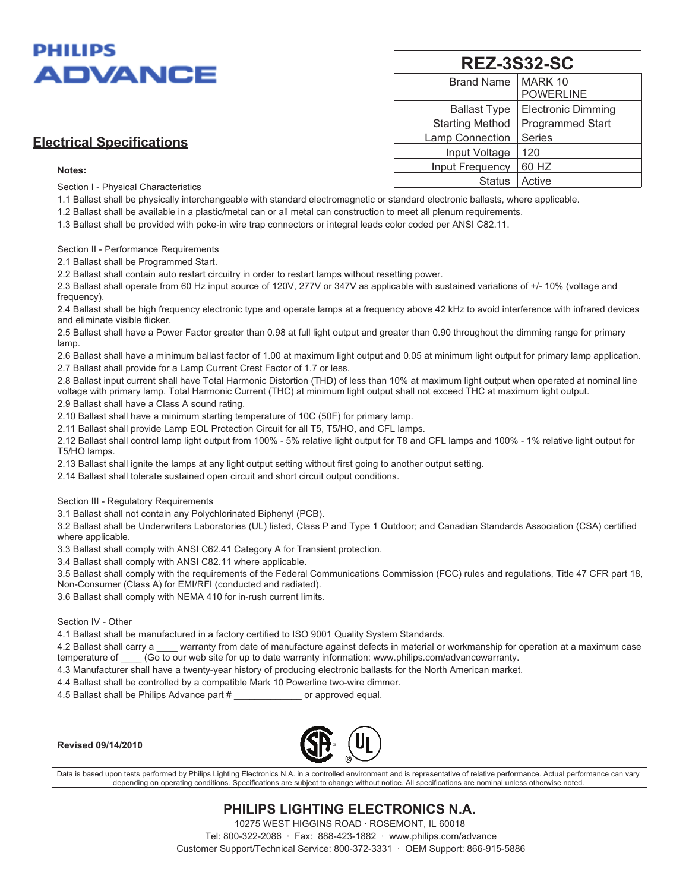PHILIPS
ADVANCE

| REZ-3S32-SC | |
|---|---|
| Brand Name | MARK 10 POWERLINE |
| Ballast Type | Electronic Dimming |
| Starting Method | Programmed Start |
| Lamp Connection | Series |
| Input Voltage | 120 |
| Input Frequency | 60 HZ |
| Status | Active |

## Electrical Specifications

**Notes:**

Section I - Physical Characteristics

1.1 Ballast shall be physically interchangeable with standard electromagnetic or standard electronic ballasts, where applicable.
1.2 Ballast shall be available in a plastic/metal can or all metal can construction to meet all plenum requirements.
1.3 Ballast shall be provided with poke-in wire trap connectors or integral leads color coded per ANSI C82.11.

Section II - Performance Requirements

2.1 Ballast shall be Programmed Start.
2.2 Ballast shall contain auto restart circuitry in order to restart lamps without resetting power.
2.3 Ballast shall operate from 60 Hz input source of 120V, 277V or 347V as applicable with sustained variations of +/- 10% (voltage and frequency).
2.4 Ballast shall be high frequency electronic type and operate lamps at a frequency above 42 kHz to avoid interference with infrared devices and eliminate visible flicker.
2.5 Ballast shall have a Power Factor greater than 0.98 at full light output and greater than 0.90 throughout the dimming range for primary lamp.
2.6 Ballast shall have a minimum ballast factor of 1.00 at maximum light output and 0.05 at minimum light output for primary lamp application.
2.7 Ballast shall provide for a Lamp Current Crest Factor of 1.7 or less.
2.8 Ballast input current shall have Total Harmonic Distortion (THD) of less than 10% at maximum light output when operated at nominal line voltage with primary lamp. Total Harmonic Current (THC) at minimum light output shall not exceed THC at maximum light output.
2.9 Ballast shall have a Class A sound rating.
2.10 Ballast shall have a minimum starting temperature of 10C (50F) for primary lamp.
2.11 Ballast shall provide Lamp EOL Protection Circuit for all T5, T5/HO, and CFL lamps.
2.12 Ballast shall control lamp light output from 100% - 5% relative light output for T8 and CFL lamps and 100% - 1% relative light output for T5/HO lamps.
2.13 Ballast shall ignite the lamps at any light output setting without first going to another output setting.
2.14 Ballast shall tolerate sustained open circuit and short circuit output conditions.

Section III - Regulatory Requirements

3.1 Ballast shall not contain any Polychlorinated Biphenyl (PCB).
3.2 Ballast shall be Underwriters Laboratories (UL) listed, Class P and Type 1 Outdoor; and Canadian Standards Association (CSA) certified where applicable.
3.3 Ballast shall comply with ANSI C62.41 Category A for Transient protection.
3.4 Ballast shall comply with ANSI C82.11 where applicable.
3.5 Ballast shall comply with the requirements of the Federal Communications Commission (FCC) rules and regulations, Title 47 CFR part 18, Non-Consumer (Class A) for EMI/RFI (conducted and radiated).
3.6 Ballast shall comply with NEMA 410 for in-rush current limits.

Section IV - Other

4.1 Ballast shall be manufactured in a factory certified to ISO 9001 Quality System Standards.
4.2 Ballast shall carry a ____ warranty from date of manufacture against defects in material or workmanship for operation at a maximum case temperature of ____ (Go to our web site for up to date warranty information: www.philips.com/advancewarranty.
4.3 Manufacturer shall have a twenty-year history of producing electronic ballasts for the North American market.
4.4 Ballast shall be controlled by a compatible Mark 10 Powerline two-wire dimmer.
4.5 Ballast shall be Philips Advance part # _____________ or approved equal.

**Revised 09/14/2010**

Data is based upon tests performed by Philips Lighting Electronics N.A. in a controlled environment and is representative of relative performance. Actual performance can vary depending on operating conditions. Specifications are subject to change without notice. All specifications are nominal unless otherwise noted.

**PHILIPS LIGHTING ELECTRONICS N.A.**

10275 WEST HIGGINS ROAD · ROSEMONT, IL 60018
Tel: 800-322-2086 · Fax: 888-423-1882 · www.philips.com/advance
Customer Support/Technical Service: 800-372-3331 · OEM Support: 866-915-5886